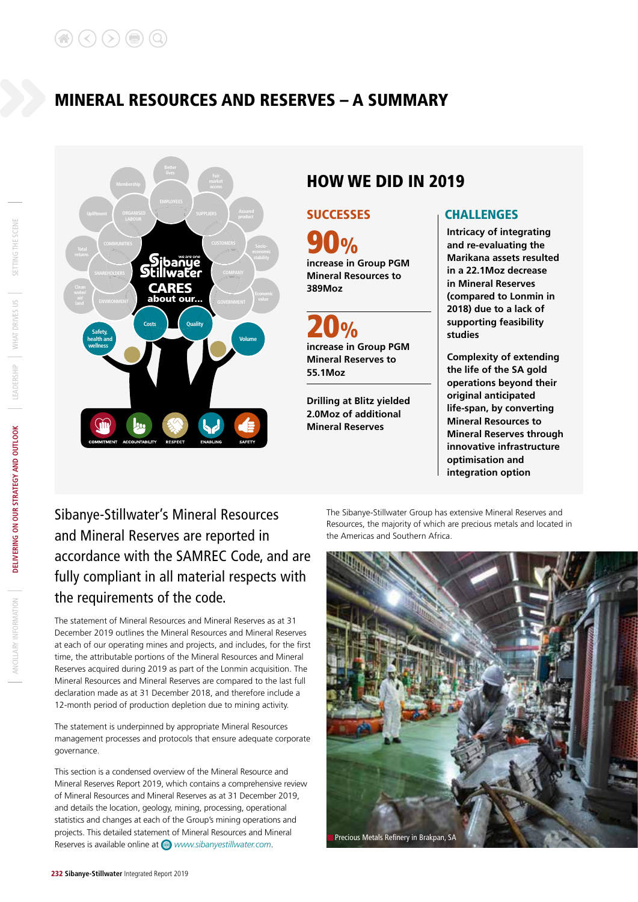# MINERAL RESOURCES AND RESERVES – A SUMMARY

## HOW WE DID IN 2019

### SUCCESSES

**90%**

**increase in Group PGM Mineral Resources to 389Moz**

**20%**

**increase in Group PGM Mineral Reserves to 55.1Moz**

**Drilling at Blitz yielded 2.0Moz of additional Mineral Reserves**

### CHALLENGES

**Intricacy of integrating and re-evaluating the Marikana assets resulted in a 22.1Moz decrease in Mineral Reserves (compared to Lonmin in 2018) due to a lack of supporting feasibility studies**

**Complexity of extending the life of the SA gold operations beyond their original anticipated life-span, by converting Mineral Resources to Mineral Reserves through innovative infrastructure optimisation and integration option**

Sibanye-Stillwater's Mineral Resources and Mineral Reserves are reported in accordance with the SAMREC Code, and are fully compliant in all material respects with the requirements of the code.

The statement of Mineral Resources and Mineral Reserves as at 31 December 2019 outlines the Mineral Resources and Mineral Reserves at each of our operating mines and projects, and includes, for the first time, the attributable portions of the Mineral Resources and Mineral Reserves acquired during 2019 as part of the Lonmin acquisition. The Mineral Resources and Mineral Reserves are compared to the last full declaration made as at 31 December 2018, and therefore include a 12-month period of production depletion due to mining activity.

The statement is underpinned by appropriate Mineral Resources management processes and protocols that ensure adequate corporate governance.

This section is a condensed overview of the Mineral Resource and Mineral Reserves Report 2019, which contains a comprehensive review of Mineral Resources and Mineral Reserves as at 31 December 2019, and details the location, geology, mining, processing, operational statistics and changes at each of the Group's mining operations and projects. This detailed statement of Mineral Resources and Mineral Reserves is available online at *www.sibanyestillwater.com*.

The Sibanye-Stillwater Group has extensive Mineral Reserves and Resources, the majority of which are precious metals and located in the Americas and Southern Africa.

Precious Metals Refinery in Brakpan, SA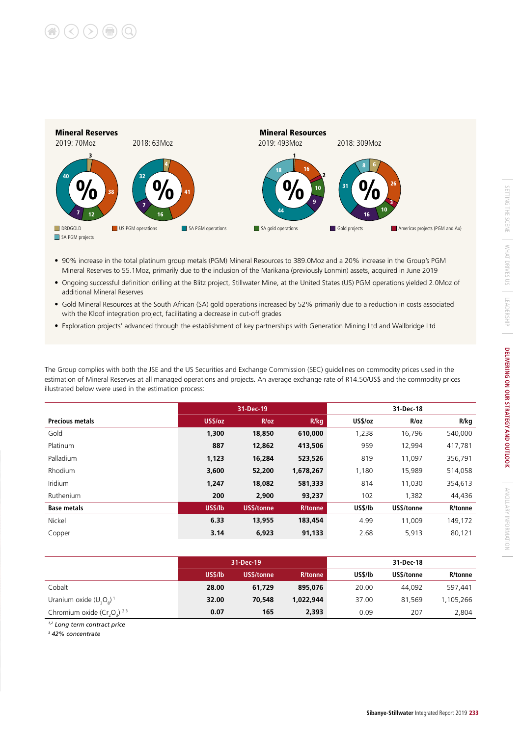**Mineral Reserves**

2019: 70Moz    2018: 63Moz

**Mineral Resources**

2019: 493Moz    2018: 309Moz

| | 2019 Reserves | 2018 Reserves | 2019 Resources | 2018 Resources |
|---|---|---|---|---|
| DRDGOLD | 3 | 4 | 1 | |
| US PGM operations | 38 | 41 | 16 | 26 |
| SA PGM operations | 40 | 32 | 44 | 31 |
| SA gold operations | 12 | 16 | 10 | 10 |
| Gold projects | 7 | 7 | 9 | 16 |
| Americas projects (PGM and Au) | | | 2 | 3 |
| SA PGM projects | | | 18 | 8 |

(6)

- 90% increase in the total platinum group metals (PGM) Mineral Resources to 389.0Moz and a 20% increase in the Group's PGM Mineral Reserves to 55.1Moz, primarily due to the inclusion of the Marikana (previously Lonmin) assets, acquired in June 2019
- Ongoing successful definition drilling at the Blitz project, Stillwater Mine, at the United States (US) PGM operations yielded 2.0Moz of additional Mineral Reserves
- Gold Mineral Resources at the South African (SA) gold operations increased by 52% primarily due to a reduction in costs associated with the Kloof integration project, facilitating a decrease in cut-off grades
- Exploration projects' advanced through the establishment of key partnerships with Generation Mining Ltd and Wallbridge Ltd

The Group complies with both the JSE and the US Securities and Exchange Commission (SEC) guidelines on commodity prices used in the estimation of Mineral Reserves at all managed operations and projects. An average exchange rate of R14.50/US$ and the commodity prices illustrated below were used in the estimation process:

| | 31-Dec-19 | | | 31-Dec-18 | | |
|---|---|---|---|---|---|---|
| **Precious metals** | **US$/oz** | **R/oz** | **R/kg** | **US$/oz** | **R/oz** | **R/kg** |
| Gold | **1,300** | **18,850** | **610,000** | 1,238 | 16,796 | 540,000 |
| Platinum | **887** | **12,862** | **413,506** | 959 | 12,994 | 417,781 |
| Palladium | **1,123** | **16,284** | **523,526** | 819 | 11,097 | 356,791 |
| Rhodium | **3,600** | **52,200** | **1,678,267** | 1,180 | 15,989 | 514,058 |
| Iridium | **1,247** | **18,082** | **581,333** | 814 | 11,030 | 354,613 |
| Ruthenium | **200** | **2,900** | **93,237** | 102 | 1,382 | 44,436 |
| **Base metals** | **US$/lb** | **US$/tonne** | **R/tonne** | **US$/lb** | **US$/tonne** | **R/tonne** |
| Nickel | **6.33** | **13,955** | **183,454** | 4.99 | 11,009 | 149,172 |
| Copper | **3.14** | **6,923** | **91,133** | 2.68 | 5,913 | 80,121 |

| | 31-Dec-19 | | | 31-Dec-18 | | |
|---|---|---|---|---|---|---|
| | **US$/lb** | **US$/tonne** | **R/tonne** | **US$/lb** | **US$/tonne** | **R/tonne** |
| Cobalt | **28.00** | **61,729** | **895,076** | 20.00 | 44,092 | 597,441 |
| Uranium oxide ($U_3O_8$)[1] | **32.00** | **70,548** | **1,022,944** | 37.00 | 81,569 | 1,105,266 |
| Chromium oxide ($Cr_2O_3$)[2 3] | **0.07** | **165** | **2,393** | 0.09 | 207 | 2,804 |

*[1,2] Long term contract price*

*[3] 42% concentrate*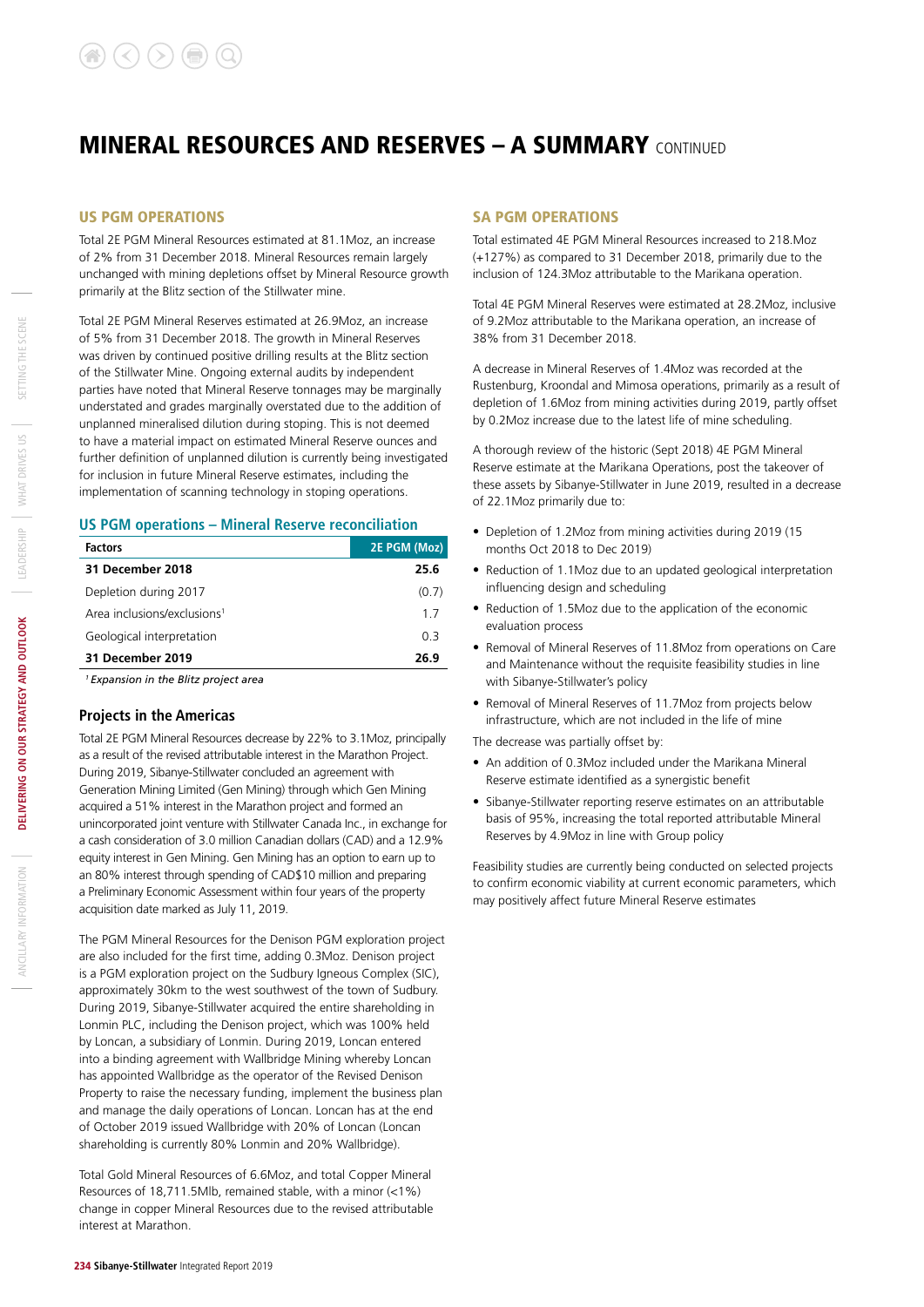# MINERAL RESOURCES AND RESERVES – A SUMMARY CONTINUED

## US PGM OPERATIONS

Total 2E PGM Mineral Resources estimated at 81.1Moz, an increase of 2% from 31 December 2018. Mineral Resources remain largely unchanged with mining depletions offset by Mineral Resource growth primarily at the Blitz section of the Stillwater mine.

Total 2E PGM Mineral Reserves estimated at 26.9Moz, an increase of 5% from 31 December 2018. The growth in Mineral Reserves was driven by continued positive drilling results at the Blitz section of the Stillwater Mine. Ongoing external audits by independent parties have noted that Mineral Reserve tonnages may be marginally understated and grades marginally overstated due to the addition of unplanned mineralised dilution during stoping. This is not deemed to have a material impact on estimated Mineral Reserve ounces and further definition of unplanned dilution is currently being investigated for inclusion in future Mineral Reserve estimates, including the implementation of scanning technology in stoping operations.

### US PGM operations – Mineral Reserve reconciliation

| Factors | 2E PGM (Moz) |
|---|---|
| **31 December 2018** | **25.6** |
| Depletion during 2017 | (0.7) |
| Area inclusions/exclusions[1] | 1.7 |
| Geological interpretation | 0.3 |
| **31 December 2019** | **26.9** |

*[1] Expansion in the Blitz project area*

### Projects in the Americas

Total 2E PGM Mineral Resources decrease by 22% to 3.1Moz, principally as a result of the revised attributable interest in the Marathon Project. During 2019, Sibanye-Stillwater concluded an agreement with Generation Mining Limited (Gen Mining) through which Gen Mining acquired a 51% interest in the Marathon project and formed an unincorporated joint venture with Stillwater Canada Inc., in exchange for a cash consideration of 3.0 million Canadian dollars (CAD) and a 12.9% equity interest in Gen Mining. Gen Mining has an option to earn up to an 80% interest through spending of CAD$10 million and preparing a Preliminary Economic Assessment within four years of the property acquisition date marked as July 11, 2019.

The PGM Mineral Resources for the Denison PGM exploration project are also included for the first time, adding 0.3Moz. Denison project is a PGM exploration project on the Sudbury Igneous Complex (SIC), approximately 30km to the west southwest of the town of Sudbury. During 2019, Sibanye-Stillwater acquired the entire shareholding in Lonmin PLC, including the Denison project, which was 100% held by Loncan, a subsidiary of Lonmin. During 2019, Loncan entered into a binding agreement with Wallbridge Mining whereby Loncan has appointed Wallbridge as the operator of the Revised Denison Property to raise the necessary funding, implement the business plan and manage the daily operations of Loncan. Loncan has at the end of October 2019 issued Wallbridge with 20% of Loncan (Loncan shareholding is currently 80% Lonmin and 20% Wallbridge).

Total Gold Mineral Resources of 6.6Moz, and total Copper Mineral Resources of 18,711.5Mlb, remained stable, with a minor (<1%) change in copper Mineral Resources due to the revised attributable interest at Marathon.

## SA PGM OPERATIONS

Total estimated 4E PGM Mineral Resources increased to 218.Moz (+127%) as compared to 31 December 2018, primarily due to the inclusion of 124.3Moz attributable to the Marikana operation.

Total 4E PGM Mineral Reserves were estimated at 28.2Moz, inclusive of 9.2Moz attributable to the Marikana operation, an increase of 38% from 31 December 2018.

A decrease in Mineral Reserves of 1.4Moz was recorded at the Rustenburg, Kroondal and Mimosa operations, primarily as a result of depletion of 1.6Moz from mining activities during 2019, partly offset by 0.2Moz increase due to the latest life of mine scheduling.

A thorough review of the historic (Sept 2018) 4E PGM Mineral Reserve estimate at the Marikana Operations, post the takeover of these assets by Sibanye-Stillwater in June 2019, resulted in a decrease of 22.1Moz primarily due to:

- Depletion of 1.2Moz from mining activities during 2019 (15 months Oct 2018 to Dec 2019)
- Reduction of 1.1Moz due to an updated geological interpretation influencing design and scheduling
- Reduction of 1.5Moz due to the application of the economic evaluation process
- Removal of Mineral Reserves of 11.8Moz from operations on Care and Maintenance without the requisite feasibility studies in line with Sibanye-Stillwater's policy
- Removal of Mineral Reserves of 11.7Moz from projects below infrastructure, which are not included in the life of mine

The decrease was partially offset by:

- An addition of 0.3Moz included under the Marikana Mineral Reserve estimate identified as a synergistic benefit
- Sibanye-Stillwater reporting reserve estimates on an attributable basis of 95%, increasing the total reported attributable Mineral Reserves by 4.9Moz in line with Group policy

Feasibility studies are currently being conducted on selected projects to confirm economic viability at current economic parameters, which may positively affect future Mineral Reserve estimates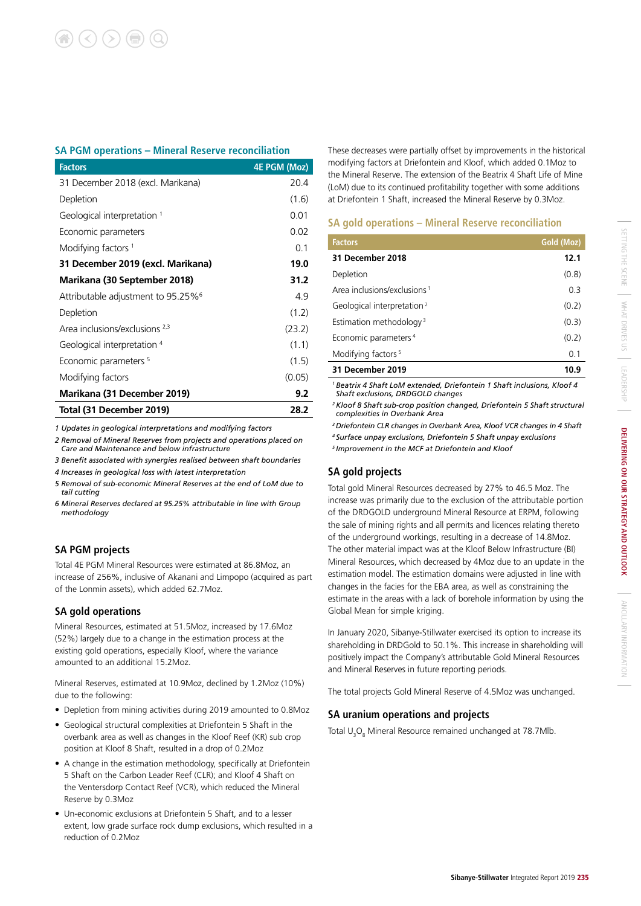### SA PGM operations – Mineral Reserve reconciliation

| Factors | 4E PGM (Moz) |
|---|---|
| 31 December 2018 (excl. Marikana) | 20.4 |
| Depletion | (1.6) |
| Geological interpretation [1] | 0.01 |
| Economic parameters | 0.02 |
| Modifying factors [1] | 0.1 |
| **31 December 2019 (excl. Marikana)** | **19.0** |
| **Marikana (30 September 2018)** | **31.2** |
| Attributable adjustment to 95.25%[6] | 4.9 |
| Depletion | (1.2) |
| Area inclusions/exclusions [2,3] | (23.2) |
| Geological interpretation [4] | (1.1) |
| Economic parameters [5] | (1.5) |
| Modifying factors | (0.05) |
| **Marikana (31 December 2019)** | **9.2** |
| **Total (31 December 2019)** | **28.2** |

*1 Updates in geological interpretations and modifying factors*
*2 Removal of Mineral Reserves from projects and operations placed on Care and Maintenance and below infrastructure*
*3 Benefit associated with synergies realised between shaft boundaries*
*4 Increases in geological loss with latest interpretation*
*5 Removal of sub-economic Mineral Reserves at the end of LoM due to tail cutting*
*6 Mineral Reserves declared at 95.25% attributable in line with Group methodology*

## SA PGM projects

Total 4E PGM Mineral Resources were estimated at 86.8Moz, an increase of 256%, inclusive of Akanani and Limpopo (acquired as part of the Lonmin assets), which added 62.7Moz.

## SA gold operations

Mineral Resources, estimated at 51.5Moz, increased by 17.6Moz (52%) largely due to a change in the estimation process at the existing gold operations, especially Kloof, where the variance amounted to an additional 15.2Moz.

Mineral Reserves, estimated at 10.9Moz, declined by 1.2Moz (10%) due to the following:

- Depletion from mining activities during 2019 amounted to 0.8Moz
- Geological structural complexities at Driefontein 5 Shaft in the overbank area as well as changes in the Kloof Reef (KR) sub crop position at Kloof 8 Shaft, resulted in a drop of 0.2Moz
- A change in the estimation methodology, specifically at Driefontein 5 Shaft on the Carbon Leader Reef (CLR); and Kloof 4 Shaft on the Ventersdorp Contact Reef (VCR), which reduced the Mineral Reserve by 0.3Moz
- Un-economic exclusions at Driefontein 5 Shaft, and to a lesser extent, low grade surface rock dump exclusions, which resulted in a reduction of 0.2Moz

These decreases were partially offset by improvements in the historical modifying factors at Driefontein and Kloof, which added 0.1Moz to the Mineral Reserve. The extension of the Beatrix 4 Shaft Life of Mine (LoM) due to its continued profitability together with some additions at Driefontein 1 Shaft, increased the Mineral Reserve by 0.3Moz.

### SA gold operations – Mineral Reserve reconciliation

| Factors | Gold (Moz) |
|---|---|
| **31 December 2018** | **12.1** |
| Depletion | (0.8) |
| Area inclusions/exclusions [1] | 0.3 |
| Geological interpretation [2] | (0.2) |
| Estimation methodology [3] | (0.3) |
| Economic parameters [4] | (0.2) |
| Modifying factors [5] | 0.1 |
| **31 December 2019** | **10.9** |

*1 Beatrix 4 Shaft LoM extended, Driefontein 1 Shaft inclusions, Kloof 4 Shaft exclusions, DRDGOLD changes*
*2 Kloof 8 Shaft sub-crop position changed, Driefontein 5 Shaft structural complexities in Overbank Area*
*3 Driefontein CLR changes in Overbank Area, Kloof VCR changes in 4 Shaft*
*4 Surface unpay exclusions, Driefontein 5 Shaft unpay exclusions*
*5 Improvement in the MCF at Driefontein and Kloof*

## SA gold projects

Total gold Mineral Resources decreased by 27% to 46.5 Moz. The increase was primarily due to the exclusion of the attributable portion of the DRDGOLD underground Mineral Resource at ERPM, following the sale of mining rights and all permits and licences relating thereto of the underground workings, resulting in a decrease of 14.8Moz. The other material impact was at the Kloof Below Infrastructure (BI) Mineral Resources, which decreased by 4Moz due to an update in the estimation model. The estimation domains were adjusted in line with changes in the facies for the EBA area, as well as constraining the estimate in the areas with a lack of borehole information by using the Global Mean for simple kriging.

In January 2020, Sibanye-Stillwater exercised its option to increase its shareholding in DRDGold to 50.1%. This increase in shareholding will positively impact the Company's attributable Gold Mineral Resources and Mineral Reserves in future reporting periods.

The total projects Gold Mineral Reserve of 4.5Moz was unchanged.

## SA uranium operations and projects

Total $U_3O_8$ Mineral Resource remained unchanged at 78.7Mlb.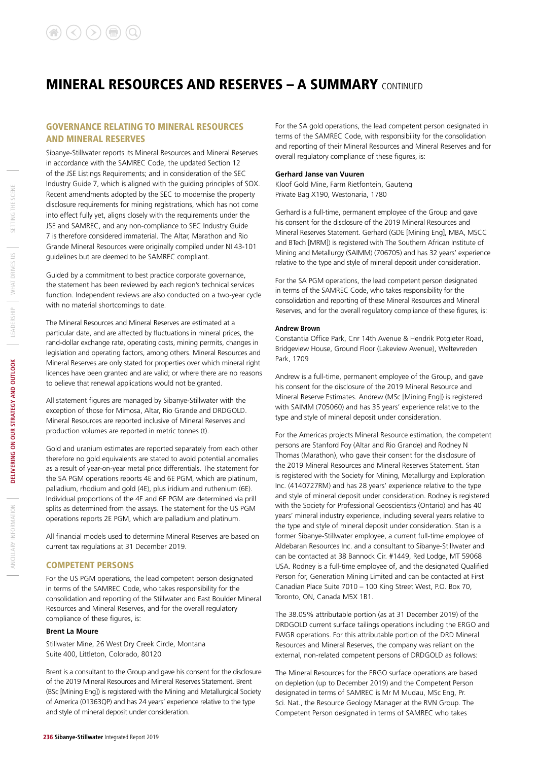# MINERAL RESOURCES AND RESERVES – A SUMMARY CONTINUED

## GOVERNANCE RELATING TO MINERAL RESOURCES AND MINERAL RESERVES

Sibanye-Stillwater reports its Mineral Resources and Mineral Reserves in accordance with the SAMREC Code, the updated Section 12 of the JSE Listings Requirements; and in consideration of the SEC Industry Guide 7, which is aligned with the guiding principles of SOX. Recent amendments adopted by the SEC to modernise the property disclosure requirements for mining registrations, which has not come into effect fully yet, aligns closely with the requirements under the JSE and SAMREC, and any non-compliance to SEC Industry Guide 7 is therefore considered immaterial. The Altar, Marathon and Rio Grande Mineral Resources were originally compiled under NI 43-101 guidelines but are deemed to be SAMREC compliant.

Guided by a commitment to best practice corporate governance, the statement has been reviewed by each region's technical services function. Independent reviews are also conducted on a two-year cycle with no material shortcomings to date.

The Mineral Resources and Mineral Reserves are estimated at a particular date, and are affected by fluctuations in mineral prices, the rand-dollar exchange rate, operating costs, mining permits, changes in legislation and operating factors, among others. Mineral Resources and Mineral Reserves are only stated for properties over which mineral right licences have been granted and are valid; or where there are no reasons to believe that renewal applications would not be granted.

All statement figures are managed by Sibanye-Stillwater with the exception of those for Mimosa, Altar, Rio Grande and DRDGOLD. Mineral Resources are reported inclusive of Mineral Reserves and production volumes are reported in metric tonnes (t).

Gold and uranium estimates are reported separately from each other therefore no gold equivalents are stated to avoid potential anomalies as a result of year-on-year metal price differentials. The statement for the SA PGM operations reports 4E and 6E PGM, which are platinum, palladium, rhodium and gold (4E), plus iridium and ruthenium (6E). Individual proportions of the 4E and 6E PGM are determined via prill splits as determined from the assays. The statement for the US PGM operations reports 2E PGM, which are palladium and platinum.

All financial models used to determine Mineral Reserves are based on current tax regulations at 31 December 2019.

## COMPETENT PERSONS

For the US PGM operations, the lead competent person designated in terms of the SAMREC Code, who takes responsibility for the consolidation and reporting of the Stillwater and East Boulder Mineral Resources and Mineral Reserves, and for the overall regulatory compliance of these figures, is:

**Brent La Moure**

Stillwater Mine, 26 West Dry Creek Circle, Montana
Suite 400, Littleton, Colorado, 80120

Brent is a consultant to the Group and gave his consent for the disclosure of the 2019 Mineral Resources and Mineral Reserves Statement. Brent (BSc [Mining Eng]) is registered with the Mining and Metallurgical Society of America (01363QP) and has 24 years' experience relative to the type and style of mineral deposit under consideration.

For the SA gold operations, the lead competent person designated in terms of the SAMREC Code, with responsibility for the consolidation and reporting of their Mineral Resources and Mineral Reserves and for overall regulatory compliance of these figures, is:

**Gerhard Janse van Vuuren**

Kloof Gold Mine, Farm Rietfontein, Gauteng
Private Bag X190, Westonaria, 1780

Gerhard is a full-time, permanent employee of the Group and gave his consent for the disclosure of the 2019 Mineral Resources and Mineral Reserves Statement. Gerhard (GDE [Mining Eng], MBA, MSCC and BTech [MRM]) is registered with The Southern African Institute of Mining and Metallurgy (SAIMM) (706705) and has 32 years' experience relative to the type and style of mineral deposit under consideration.

For the SA PGM operations, the lead competent person designated in terms of the SAMREC Code, who takes responsibility for the consolidation and reporting of these Mineral Resources and Mineral Reserves, and for the overall regulatory compliance of these figures, is:

**Andrew Brown**

Constantia Office Park, Cnr 14th Avenue & Hendrik Potgieter Road, Bridgeview House, Ground Floor (Lakeview Avenue), Weltevreden Park, 1709

Andrew is a full-time, permanent employee of the Group, and gave his consent for the disclosure of the 2019 Mineral Resource and Mineral Reserve Estimates. Andrew (MSc [Mining Eng]) is registered with SAIMM (705060) and has 35 years' experience relative to the type and style of mineral deposit under consideration.

For the Americas projects Mineral Resource estimation, the competent persons are Stanford Foy (Altar and Rio Grande) and Rodney N Thomas (Marathon), who gave their consent for the disclosure of the 2019 Mineral Resources and Mineral Reserves Statement. Stan is registered with the Society for Mining, Metallurgy and Exploration Inc. (4140727RM) and has 28 years' experience relative to the type and style of mineral deposit under consideration. Rodney is registered with the Society for Professional Geoscientists (Ontario) and has 40 years' mineral industry experience, including several years relative to the type and style of mineral deposit under consideration. Stan is a former Sibanye-Stillwater employee, a current full-time employee of Aldebaran Resources Inc. and a consultant to Sibanye-Stillwater and can be contacted at 38 Bannock Cir. #1449, Red Lodge, MT 59068 USA. Rodney is a full-time employee of, and the designated Qualified Person for, Generation Mining Limited and can be contacted at First Canadian Place Suite 7010 – 100 King Street West, P.O. Box 70, Toronto, ON, Canada M5X 1B1.

The 38.05% attributable portion (as at 31 December 2019) of the DRDGOLD current surface tailings operations including the ERGO and FWGR operations. For this attributable portion of the DRD Mineral Resources and Mineral Reserves, the company was reliant on the external, non-related competent persons of DRDGOLD as follows:

The Mineral Resources for the ERGO surface operations are based on depletion (up to December 2019) and the Competent Person designated in terms of SAMREC is Mr M Mudau, MSc Eng, Pr. Sci. Nat., the Resource Geology Manager at the RVN Group. The Competent Person designated in terms of SAMREC who takes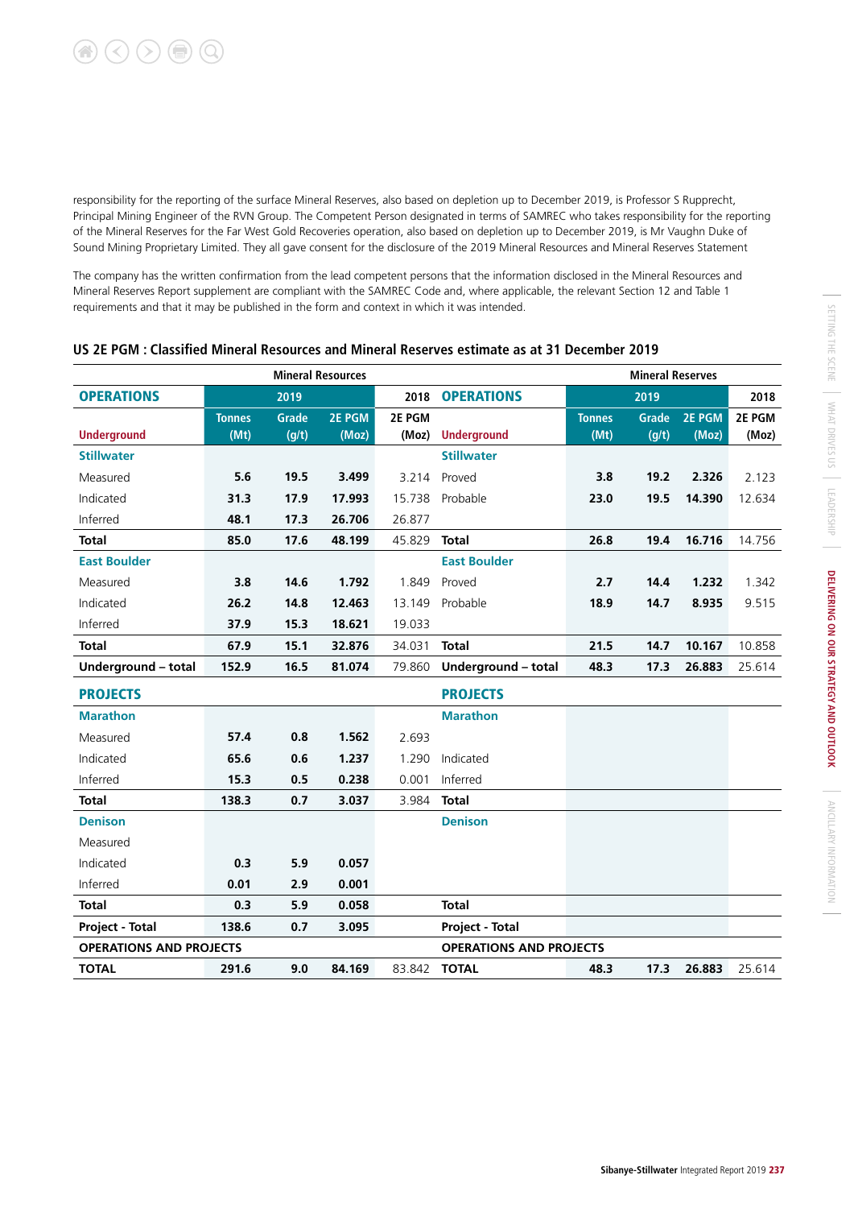responsibility for the reporting of the surface Mineral Reserves, also based on depletion up to December 2019, is Professor S Rupprecht, Principal Mining Engineer of the RVN Group. The Competent Person designated in terms of SAMREC who takes responsibility for the reporting of the Mineral Reserves for the Far West Gold Recoveries operation, also based on depletion up to December 2019, is Mr Vaughn Duke of Sound Mining Proprietary Limited. They all gave consent for the disclosure of the 2019 Mineral Resources and Mineral Reserves Statement

The company has the written confirmation from the lead competent persons that the information disclosed in the Mineral Resources and Mineral Reserves Report supplement are compliant with the SAMREC Code and, where applicable, the relevant Section 12 and Table 1 requirements and that it may be published in the form and context in which it was intended.

## US 2E PGM : Classified Mineral Resources and Mineral Reserves estimate as at 31 December 2019

| | Mineral Resources | | | | | Mineral Reserves | | | |
|---|---|---|---|---|---|---|---|---|---|
| **OPERATIONS** | 2019 | | | 2018 | **OPERATIONS** | 2019 | | | 2018 |
| **Underground** | Tonnes (Mt) | Grade (g/t) | 2E PGM (Moz) | 2E PGM (Moz) | **Underground** | Tonnes (Mt) | Grade (g/t) | 2E PGM (Moz) | 2E PGM (Moz) |
| **Stillwater** | | | | | **Stillwater** | | | | |
| Measured | **5.6** | **19.5** | **3.499** | 3.214 | Proved | **3.8** | **19.2** | **2.326** | 2.123 |
| Indicated | **31.3** | **17.9** | **17.993** | 15.738 | Probable | **23.0** | **19.5** | **14.390** | 12.634 |
| Inferred | **48.1** | **17.3** | **26.706** | 26.877 | | | | | |
| **Total** | **85.0** | **17.6** | **48.199** | 45.829 | **Total** | **26.8** | **19.4** | **16.716** | 14.756 |
| **East Boulder** | | | | | **East Boulder** | | | | |
| Measured | **3.8** | **14.6** | **1.792** | 1.849 | Proved | **2.7** | **14.4** | **1.232** | 1.342 |
| Indicated | **26.2** | **14.8** | **12.463** | 13.149 | Probable | **18.9** | **14.7** | **8.935** | 9.515 |
| Inferred | **37.9** | **15.3** | **18.621** | 19.033 | | | | | |
| **Total** | **67.9** | **15.1** | **32.876** | 34.031 | **Total** | **21.5** | **14.7** | **10.167** | 10.858 |
| **Underground – total** | **152.9** | **16.5** | **81.074** | 79.860 | **Underground – total** | **48.3** | **17.3** | **26.883** | 25.614 |
| **PROJECTS** | | | | | **PROJECTS** | | | | |
| **Marathon** | | | | | **Marathon** | | | | |
| Measured | **57.4** | **0.8** | **1.562** | 2.693 | | | | | |
| Indicated | **65.6** | **0.6** | **1.237** | 1.290 | Indicated | | | | |
| Inferred | **15.3** | **0.5** | **0.238** | 0.001 | Inferred | | | | |
| **Total** | **138.3** | **0.7** | **3.037** | 3.984 | **Total** | | | | |
| **Denison** | | | | | **Denison** | | | | |
| Measured | | | | | | | | | |
| Indicated | **0.3** | **5.9** | **0.057** | | | | | | |
| Inferred | **0.01** | **2.9** | **0.001** | | | | | | |
| **Total** | **0.3** | **5.9** | **0.058** | | **Total** | | | | |
| **Project - Total** | **138.6** | **0.7** | **3.095** | | **Project - Total** | | | | |
| **OPERATIONS AND PROJECTS** | | | | | **OPERATIONS AND PROJECTS** | | | | |
| **TOTAL** | **291.6** | **9.0** | **84.169** | 83.842 | **TOTAL** | **48.3** | **17.3** | **26.883** | 25.614 |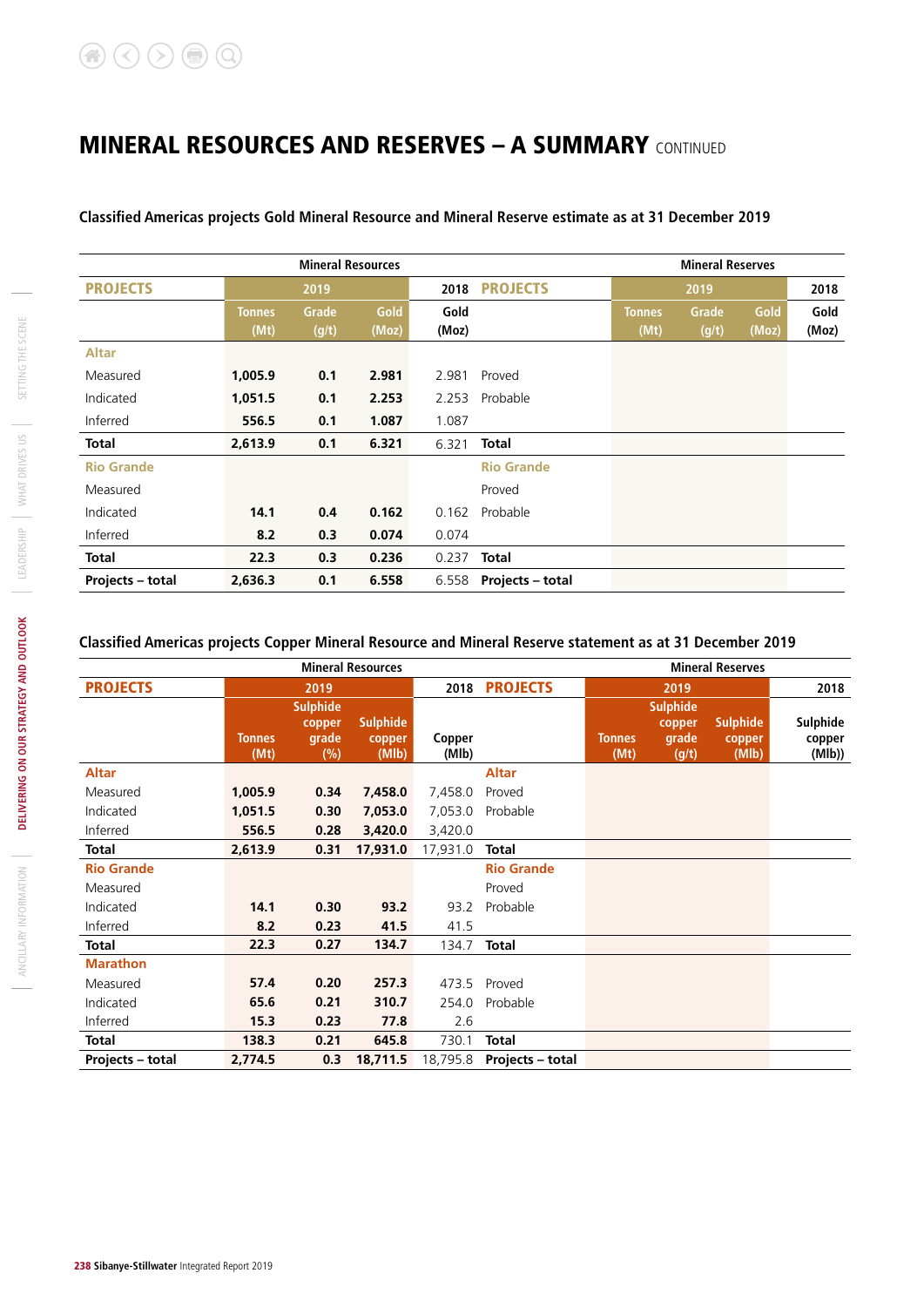# MINERAL RESOURCES AND RESERVES – A SUMMARY CONTINUED

### Classified Americas projects Gold Mineral Resource and Mineral Reserve estimate as at 31 December 2019

| | Mineral Resources | | | | | Mineral Reserves | | | |
|---|---|---|---|---|---|---|---|---|---|
| **PROJECTS** | 2019 | | | 2018 | **PROJECTS** | 2019 | | | 2018 |
| | Tonnes (Mt) | Grade (g/t) | Gold (Moz) | Gold (Moz) | | Tonnes (Mt) | Grade (g/t) | Gold (Moz) | Gold (Moz) |
| **Altar** | | | | | | | | | |
| Measured | **1,005.9** | **0.1** | **2.981** | 2.981 | Proved | | | | |
| Indicated | **1,051.5** | **0.1** | **2.253** | 2.253 | Probable | | | | |
| Inferred | **556.5** | **0.1** | **1.087** | 1.087 | | | | | |
| **Total** | **2,613.9** | **0.1** | **6.321** | 6.321 | **Total** | | | | |
| **Rio Grande** | | | | | **Rio Grande** | | | | |
| Measured | | | | | Proved | | | | |
| Indicated | **14.1** | **0.4** | **0.162** | 0.162 | Probable | | | | |
| Inferred | **8.2** | **0.3** | **0.074** | 0.074 | | | | | |
| **Total** | **22.3** | **0.3** | **0.236** | 0.237 | **Total** | | | | |
| **Projects – total** | **2,636.3** | **0.1** | **6.558** | 6.558 | **Projects – total** | | | | |

### Classified Americas projects Copper Mineral Resource and Mineral Reserve statement as at 31 December 2019

| | Mineral Resources | | | | | Mineral Reserves | | | |
|---|---|---|---|---|---|---|---|---|---|
| **PROJECTS** | 2019 | | | 2018 | **PROJECTS** | 2019 | | | 2018 |
| | Tonnes (Mt) | Sulphide copper grade (%) | Sulphide copper (Mlb) | Copper (Mlb) | | Tonnes (Mt) | Sulphide copper grade (g/t) | Sulphide copper (Mlb) | Sulphide copper (Mlb)) |
| **Altar** | | | | | **Altar** | | | | |
| Measured | **1,005.9** | **0.34** | **7,458.0** | 7,458.0 | Proved | | | | |
| Indicated | **1,051.5** | **0.30** | **7,053.0** | 7,053.0 | Probable | | | | |
| Inferred | **556.5** | **0.28** | **3,420.0** | 3,420.0 | | | | | |
| **Total** | **2,613.9** | **0.31** | **17,931.0** | 17,931.0 | **Total** | | | | |
| **Rio Grande** | | | | | **Rio Grande** | | | | |
| Measured | | | | | Proved | | | | |
| Indicated | **14.1** | **0.30** | **93.2** | 93.2 | Probable | | | | |
| Inferred | **8.2** | **0.23** | **41.5** | 41.5 | | | | | |
| **Total** | **22.3** | **0.27** | **134.7** | 134.7 | **Total** | | | | |
| **Marathon** | | | | | | | | | |
| Measured | **57.4** | **0.20** | **257.3** | 473.5 | Proved | | | | |
| Indicated | **65.6** | **0.21** | **310.7** | 254.0 | Probable | | | | |
| Inferred | **15.3** | **0.23** | **77.8** | 2.6 | | | | | |
| **Total** | **138.3** | **0.21** | **645.8** | 730.1 | **Total** | | | | |
| **Projects – total** | **2,774.5** | **0.3** | **18,711.5** | 18,795.8 | **Projects – total** | | | | |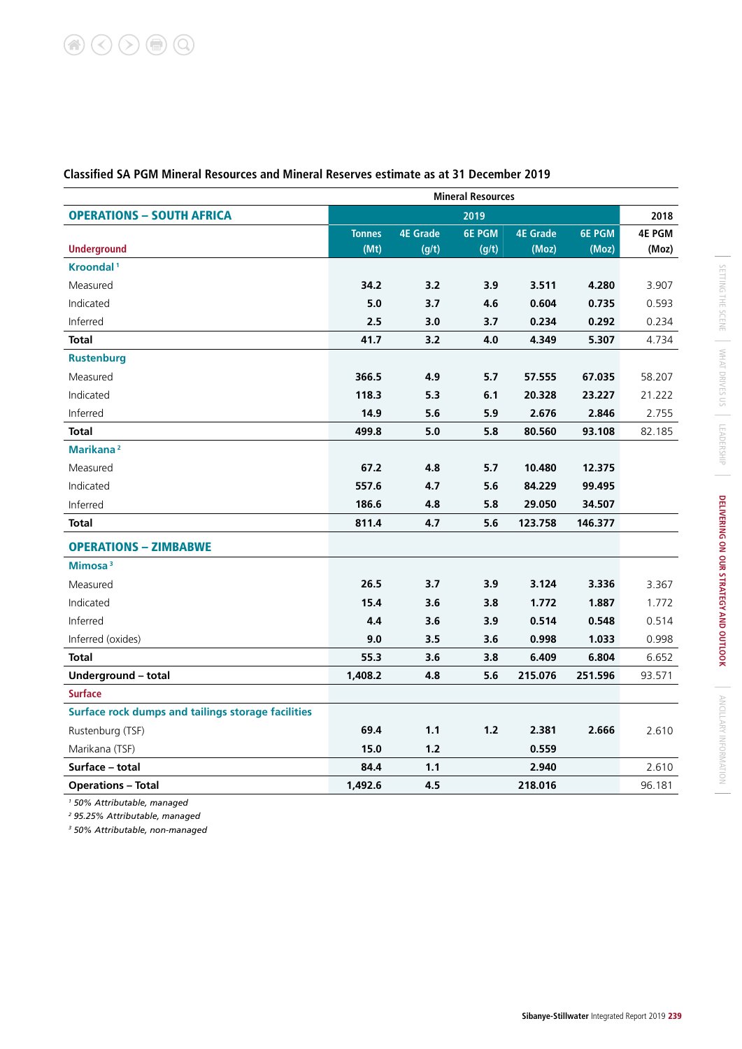## Classified SA PGM Mineral Resources and Mineral Reserves estimate as at 31 December 2019

| | Mineral Resources | | | | | |
|---|---|---|---|---|---|---|
| **OPERATIONS – SOUTH AFRICA** | 2019 | | | | | 2018 |
| **Underground** | Tonnes (Mt) | 4E Grade (g/t) | 6E PGM (g/t) | 4E Grade (Moz) | 6E PGM (Moz) | 4E PGM (Moz) |
| **Kroondal** [1] | | | | | | |
| Measured | **34.2** | **3.2** | **3.9** | **3.511** | **4.280** | 3.907 |
| Indicated | **5.0** | **3.7** | **4.6** | **0.604** | **0.735** | 0.593 |
| Inferred | **2.5** | **3.0** | **3.7** | **0.234** | **0.292** | 0.234 |
| **Total** | **41.7** | **3.2** | **4.0** | **4.349** | **5.307** | 4.734 |
| **Rustenburg** | | | | | | |
| Measured | **366.5** | **4.9** | **5.7** | **57.555** | **67.035** | 58.207 |
| Indicated | **118.3** | **5.3** | **6.1** | **20.328** | **23.227** | 21.222 |
| Inferred | **14.9** | **5.6** | **5.9** | **2.676** | **2.846** | 2.755 |
| **Total** | **499.8** | **5.0** | **5.8** | **80.560** | **93.108** | 82.185 |
| **Marikana** [2] | | | | | | |
| Measured | **67.2** | **4.8** | **5.7** | **10.480** | **12.375** | |
| Indicated | **557.6** | **4.7** | **5.6** | **84.229** | **99.495** | |
| Inferred | **186.6** | **4.8** | **5.8** | **29.050** | **34.507** | |
| **Total** | **811.4** | **4.7** | **5.6** | **123.758** | **146.377** | |
| **OPERATIONS – ZIMBABWE** | | | | | | |
| **Mimosa** [3] | | | | | | |
| Measured | **26.5** | **3.7** | **3.9** | **3.124** | **3.336** | 3.367 |
| Indicated | **15.4** | **3.6** | **3.8** | **1.772** | **1.887** | 1.772 |
| Inferred | **4.4** | **3.6** | **3.9** | **0.514** | **0.548** | 0.514 |
| Inferred (oxides) | **9.0** | **3.5** | **3.6** | **0.998** | **1.033** | 0.998 |
| **Total** | **55.3** | **3.6** | **3.8** | **6.409** | **6.804** | 6.652 |
| **Underground – total** | **1,408.2** | **4.8** | **5.6** | **215.076** | **251.596** | 93.571 |
| **Surface** | | | | | | |
| **Surface rock dumps and tailings storage facilities** | | | | | | |
| Rustenburg (TSF) | **69.4** | **1.1** | **1.2** | **2.381** | **2.666** | 2.610 |
| Marikana (TSF) | **15.0** | **1.2** | | **0.559** | | |
| **Surface – total** | **84.4** | **1.1** | | **2.940** | | 2.610 |
| **Operations – Total** | **1,492.6** | **4.5** | | **218.016** | | 96.181 |

[1] *50% Attributable, managed*

[2] *95.25% Attributable, managed*

[3] *50% Attributable, non-managed*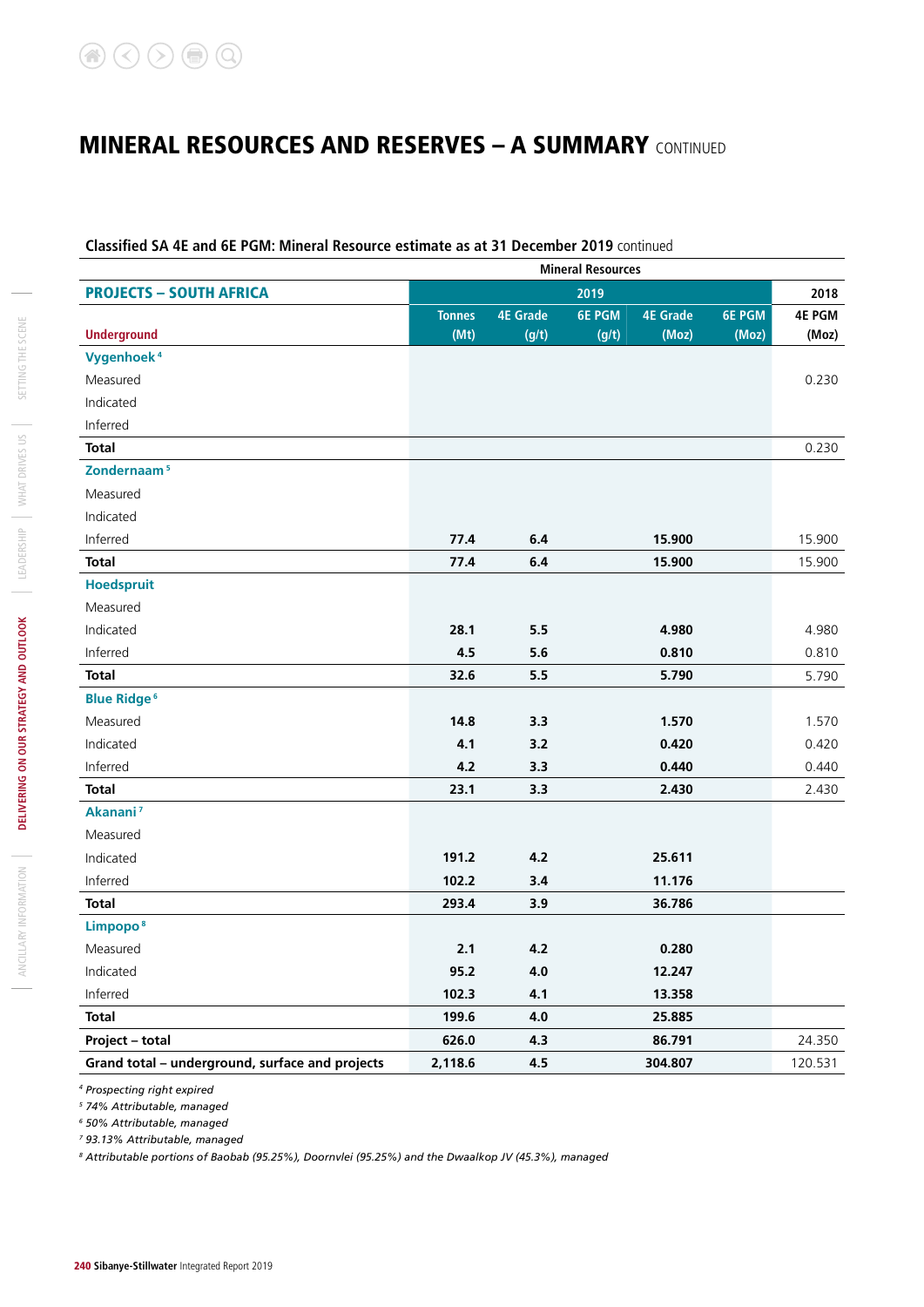# MINERAL RESOURCES AND RESERVES – A SUMMARY CONTINUED

**Classified SA 4E and 6E PGM: Mineral Resource estimate as at 31 December 2019** continued

| | Mineral Resources | | | | | |
|---|---|---|---|---|---|---|
| **PROJECTS – SOUTH AFRICA** | 2019 | | | | | 2018 |
| **Underground** | Tonnes (Mt) | 4E Grade (g/t) | 6E PGM (g/t) | 4E Grade (Moz) | 6E PGM (Moz) | 4E PGM (Moz) |
| **Vygenhoek** [4] | | | | | | |
| Measured | | | | | | 0.230 |
| Indicated | | | | | | |
| Inferred | | | | | | |
| **Total** | | | | | | 0.230 |
| **Zondernaam** [5] | | | | | | |
| Measured | | | | | | |
| Indicated | | | | | | |
| Inferred | 77.4 | 6.4 | | 15.900 | | 15.900 |
| **Total** | 77.4 | 6.4 | | 15.900 | | 15.900 |
| **Hoedspruit** | | | | | | |
| Measured | | | | | | |
| Indicated | 28.1 | 5.5 | | 4.980 | | 4.980 |
| Inferred | 4.5 | 5.6 | | 0.810 | | 0.810 |
| **Total** | 32.6 | 5.5 | | 5.790 | | 5.790 |
| **Blue Ridge** [6] | | | | | | |
| Measured | 14.8 | 3.3 | | 1.570 | | 1.570 |
| Indicated | 4.1 | 3.2 | | 0.420 | | 0.420 |
| Inferred | 4.2 | 3.3 | | 0.440 | | 0.440 |
| **Total** | 23.1 | 3.3 | | 2.430 | | 2.430 |
| **Akanani** [7] | | | | | | |
| Measured | | | | | | |
| Indicated | 191.2 | 4.2 | | 25.611 | | |
| Inferred | 102.2 | 3.4 | | 11.176 | | |
| **Total** | 293.4 | 3.9 | | 36.786 | | |
| **Limpopo** [8] | | | | | | |
| Measured | 2.1 | 4.2 | | 0.280 | | |
| Indicated | 95.2 | 4.0 | | 12.247 | | |
| Inferred | 102.3 | 4.1 | | 13.358 | | |
| **Total** | 199.6 | 4.0 | | 25.885 | | |
| **Project – total** | 626.0 | 4.3 | | 86.791 | | 24.350 |
| **Grand total – underground, surface and projects** | 2,118.6 | 4.5 | | 304.807 | | 120.531 |

*[4] Prospecting right expired*
*[5] 74% Attributable, managed*
*[6] 50% Attributable, managed*
*[7] 93.13% Attributable, managed*
*[8] Attributable portions of Baobab (95.25%), Doornvlei (95.25%) and the Dwaalkop JV (45.3%), managed*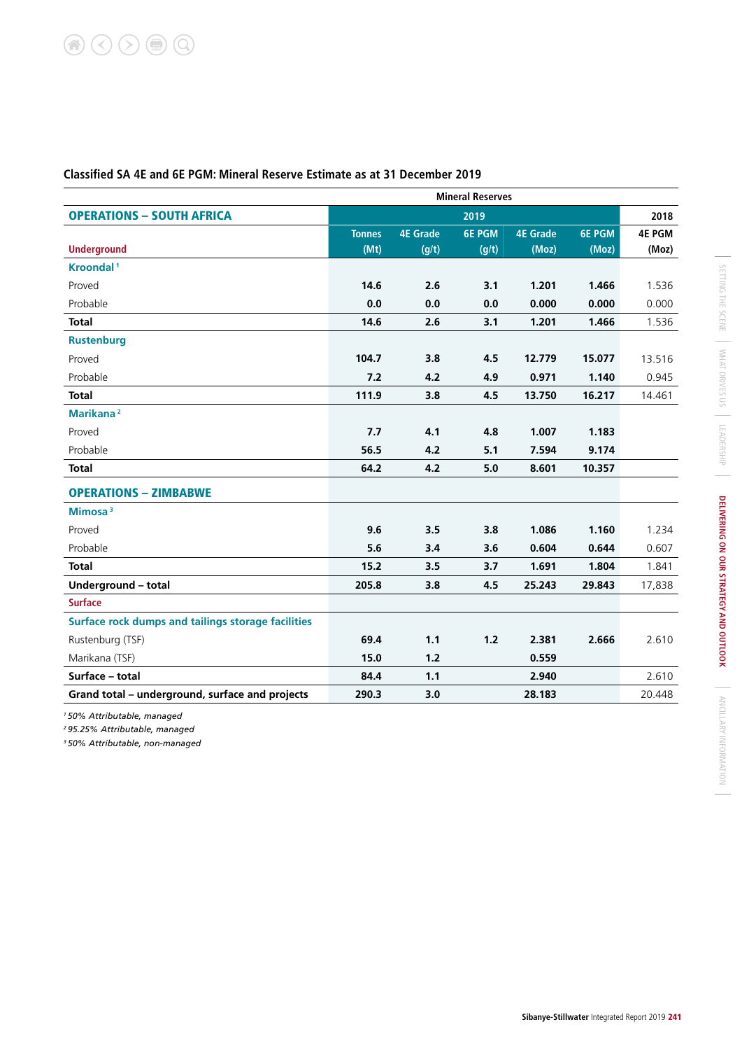## Classified SA 4E and 6E PGM: Mineral Reserve Estimate as at 31 December 2019

| | Mineral Reserves | | | | | |
|---|---|---|---|---|---|---|
| **OPERATIONS – SOUTH AFRICA** | 2019 | | | | | 2018 |
| **Underground** | Tonnes (Mt) | 4E Grade (g/t) | 6E PGM (g/t) | 4E Grade (Moz) | 6E PGM (Moz) | 4E PGM (Moz) |
| **Kroondal** [1] | | | | | | |
| Proved | 14.6 | 2.6 | 3.1 | 1.201 | 1.466 | 1.536 |
| Probable | 0.0 | 0.0 | 0.0 | 0.000 | 0.000 | 0.000 |
| **Total** | 14.6 | 2.6 | 3.1 | 1.201 | 1.466 | 1.536 |
| **Rustenburg** | | | | | | |
| Proved | 104.7 | 3.8 | 4.5 | 12.779 | 15.077 | 13.516 |
| Probable | 7.2 | 4.2 | 4.9 | 0.971 | 1.140 | 0.945 |
| **Total** | 111.9 | 3.8 | 4.5 | 13.750 | 16.217 | 14.461 |
| **Marikana** [2] | | | | | | |
| Proved | 7.7 | 4.1 | 4.8 | 1.007 | 1.183 | |
| Probable | 56.5 | 4.2 | 5.1 | 7.594 | 9.174 | |
| **Total** | 64.2 | 4.2 | 5.0 | 8.601 | 10.357 | |
| **OPERATIONS – ZIMBABWE** | | | | | | |
| **Mimosa** [3] | | | | | | |
| Proved | 9.6 | 3.5 | 3.8 | 1.086 | 1.160 | 1.234 |
| Probable | 5.6 | 3.4 | 3.6 | 0.604 | 0.644 | 0.607 |
| **Total** | 15.2 | 3.5 | 3.7 | 1.691 | 1.804 | 1.841 |
| **Underground – total** | 205.8 | 3.8 | 4.5 | 25.243 | 29.843 | 17,838 |
| **Surface** | | | | | | |
| **Surface rock dumps and tailings storage facilities** | | | | | | |
| Rustenburg (TSF) | 69.4 | 1.1 | 1.2 | 2.381 | 2.666 | 2.610 |
| Marikana (TSF) | 15.0 | 1.2 | | 0.559 | | |
| **Surface – total** | 84.4 | 1.1 | | 2.940 | | 2.610 |
| **Grand total – underground, surface and projects** | 290.3 | 3.0 | | 28.183 | | 20.448 |

*[1] 50% Attributable, managed*
*[2] 95.25% Attributable, managed*
*[3] 50% Attributable, non-managed*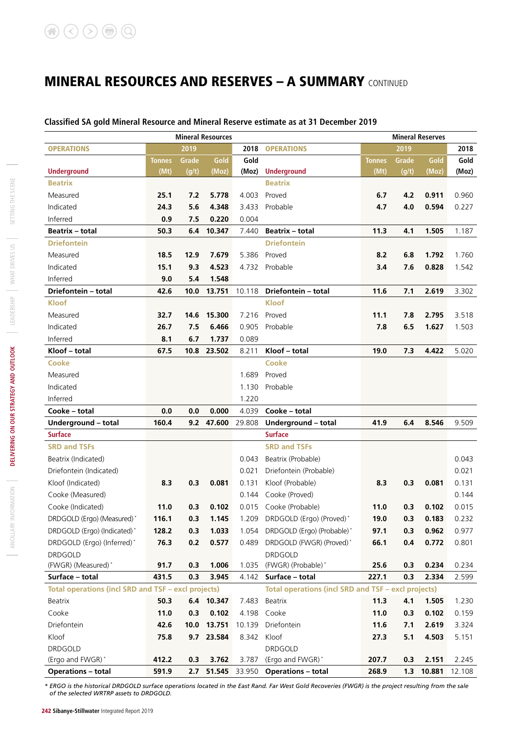## MINERAL RESOURCES AND RESERVES – A SUMMARY CONTINUED

### Classified SA gold Mineral Resource and Mineral Reserve estimate as at 31 December 2019

| | Mineral Resources | | | | | Mineral Reserves | | | |
|---|---|---|---|---|---|---|---|---|---|
| **OPERATIONS** | 2019 | | | 2018 | **OPERATIONS** | 2019 | | | 2018 |
| **Underground** | Tonnes (Mt) | Grade (g/t) | Gold (Moz) | Gold (Moz) | **Underground** | Tonnes (Mt) | Grade (g/t) | Gold (Moz) | Gold (Moz) |
| **Beatrix** | | | | | **Beatrix** | | | | |
| Measured | 25.1 | 7.2 | 5.778 | 4.003 | Proved | 6.7 | 4.2 | 0.911 | 0.960 |
| Indicated | 24.3 | 5.6 | 4.348 | 3.433 | Probable | 4.7 | 4.0 | 0.594 | 0.227 |
| Inferred | 0.9 | 7.5 | 0.220 | 0.004 | | | | | |
| **Beatrix – total** | 50.3 | 6.4 | 10.347 | 7.440 | **Beatrix – total** | 11.3 | 4.1 | 1.505 | 1.187 |
| **Driefontein** | | | | | **Driefontein** | | | | |
| Measured | 18.5 | 12.9 | 7.679 | 5.386 | Proved | 8.2 | 6.8 | 1.792 | 1.760 |
| Indicated | 15.1 | 9.3 | 4.523 | 4.732 | Probable | 3.4 | 7.6 | 0.828 | 1.542 |
| Inferred | 9.0 | 5.4 | 1.548 | | | | | | |
| **Driefontein – total** | 42.6 | 10.0 | 13.751 | 10.118 | **Driefontein – total** | 11.6 | 7.1 | 2.619 | 3.302 |
| **Kloof** | | | | | **Kloof** | | | | |
| Measured | 32.7 | 14.6 | 15.300 | 7.216 | Proved | 11.1 | 7.8 | 2.795 | 3.518 |
| Indicated | 26.7 | 7.5 | 6.466 | 0.905 | Probable | 7.8 | 6.5 | 1.627 | 1.503 |
| Inferred | 8.1 | 6.7 | 1.737 | 0.089 | | | | | |
| **Kloof – total** | 67.5 | 10.8 | 23.502 | 8.211 | **Kloof – total** | 19.0 | 7.3 | 4.422 | 5.020 |
| **Cooke** | | | | | **Cooke** | | | | |
| Measured | | | | 1.689 | Proved | | | | |
| Indicated | | | | 1.130 | Probable | | | | |
| Inferred | | | | 1.220 | | | | | |
| **Cooke – total** | 0.0 | 0.0 | 0.000 | 4.039 | **Cooke – total** | | | | |
| **Underground – total** | 160.4 | 9.2 | 47.600 | 29.808 | **Underground – total** | 41.9 | 6.4 | 8.546 | 9.509 |
| **Surface** | | | | | **Surface** | | | | |
| **SRD and TSFs** | | | | | **SRD and TSFs** | | | | |
| Beatrix (Indicated) | | | | 0.043 | Beatrix (Probable) | | | | 0.043 |
| Driefontein (Indicated) | | | | 0.021 | Driefontein (Probable) | | | | 0.021 |
| Kloof (Indicated) | 8.3 | 0.3 | 0.081 | 0.131 | Kloof (Probable) | 8.3 | 0.3 | 0.081 | 0.131 |
| Cooke (Measured) | | | | 0.144 | Cooke (Proved) | | | | 0.144 |
| Cooke (Indicated) | 11.0 | 0.3 | 0.102 | 0.015 | Cooke (Probable) | 11.0 | 0.3 | 0.102 | 0.015 |
| DRDGOLD (Ergo) (Measured)* | 116.1 | 0.3 | 1.145 | 1.209 | DRDGOLD (Ergo) (Proved)* | 19.0 | 0.3 | 0.183 | 0.232 |
| DRDGOLD (Ergo) (Indicated)* | 128.2 | 0.3 | 1.033 | 1.054 | DRDGOLD (Ergo) (Probable)* | 97.1 | 0.3 | 0.962 | 0.977 |
| DRDGOLD (Ergo) (Inferred)* | 76.3 | 0.2 | 0.577 | 0.489 | DRDGOLD (FWGR) (Proved)* | 66.1 | 0.4 | 0.772 | 0.801 |
| DRDGOLD (FWGR) (Measured)* | 91.7 | 0.3 | 1.006 | 1.035 | DRDGOLD (FWGR) (Probable)* | 25.6 | 0.3 | 0.234 | 0.234 |
| **Surface – total** | 431.5 | 0.3 | 3.945 | 4.142 | **Surface – total** | 227.1 | 0.3 | 2.334 | 2.599 |
| **Total operations (incl SRD and TSF – excl projects)** | | | | | **Total operations (incl SRD and TSF – excl projects)** | | | | |
| Beatrix | 50.3 | 6.4 | 10.347 | 7.483 | Beatrix | 11.3 | 4.1 | 1.505 | 1.230 |
| Cooke | 11.0 | 0.3 | 0.102 | 4.198 | Cooke | 11.0 | 0.3 | 0.102 | 0.159 |
| Driefontein | 42.6 | 10.0 | 13.751 | 10.139 | Driefontein | 11.6 | 7.1 | 2.619 | 3.324 |
| Kloof | 75.8 | 9.7 | 23.584 | 8.342 | Kloof | 27.3 | 5.1 | 4.503 | 5.151 |
| DRDGOLD (Ergo and FWGR)* | 412.2 | 0.3 | 3.762 | 3.787 | DRDGOLD (Ergo and FWGR)* | 207.7 | 0.3 | 2.151 | 2.245 |
| **Operations – total** | 591.9 | 2.7 | 51.545 | 33.950 | **Operations – total** | 268.9 | 1.3 | 10.881 | 12.108 |

*\* ERGO is the historical DRDGOLD surface operations located in the East Rand. Far West Gold Recoveries (FWGR) is the project resulting from the sale of the selected WRTRP assets to DRDGOLD.*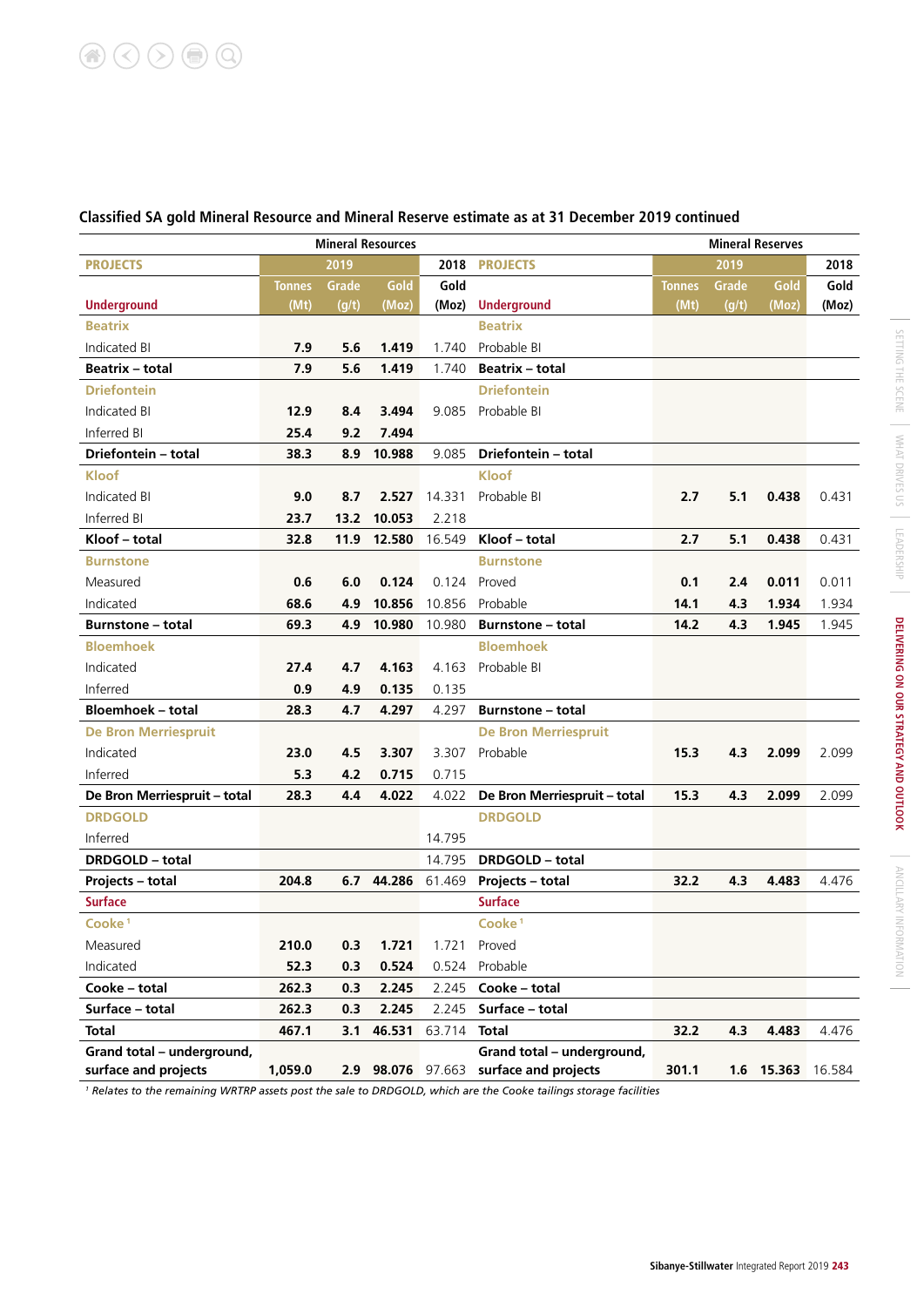## Classified SA gold Mineral Resource and Mineral Reserve estimate as at 31 December 2019 continued

| Mineral Resources | | | | | Mineral Reserves | | | | |
|---|---|---|---|---|---|---|---|---|---|
| **PROJECTS** | 2019 | | | 2018 | **PROJECTS** | 2019 | | | 2018 |
| **Underground** | Tonnes (Mt) | Grade (g/t) | Gold (Moz) | Gold (Moz) | **Underground** | Tonnes (Mt) | Grade (g/t) | Gold (Moz) | Gold (Moz) |
| **Beatrix** | | | | | **Beatrix** | | | | |
| Indicated BI | 7.9 | 5.6 | 1.419 | 1.740 | Probable BI | | | | |
| **Beatrix – total** | **7.9** | **5.6** | **1.419** | 1.740 | **Beatrix – total** | | | | |
| **Driefontein** | | | | | **Driefontein** | | | | |
| Indicated BI | 12.9 | 8.4 | 3.494 | 9.085 | Probable BI | | | | |
| Inferred BI | 25.4 | 9.2 | 7.494 | | | | | | |
| **Driefontein – total** | **38.3** | **8.9** | **10.988** | 9.085 | **Driefontein – total** | | | | |
| **Kloof** | | | | | **Kloof** | | | | |
| Indicated BI | 9.0 | 8.7 | 2.527 | 14.331 | Probable BI | 2.7 | 5.1 | 0.438 | 0.431 |
| Inferred BI | 23.7 | 13.2 | 10.053 | 2.218 | | | | | |
| **Kloof – total** | **32.8** | **11.9** | **12.580** | 16.549 | **Kloof – total** | **2.7** | **5.1** | **0.438** | 0.431 |
| **Burnstone** | | | | | **Burnstone** | | | | |
| Measured | 0.6 | 6.0 | 0.124 | 0.124 | Proved | 0.1 | 2.4 | 0.011 | 0.011 |
| Indicated | 68.6 | 4.9 | 10.856 | 10.856 | Probable | 14.1 | 4.3 | 1.934 | 1.934 |
| **Burnstone – total** | **69.3** | **4.9** | **10.980** | 10.980 | **Burnstone – total** | **14.2** | **4.3** | **1.945** | 1.945 |
| **Bloemhoek** | | | | | **Bloemhoek** | | | | |
| Indicated | 27.4 | 4.7 | 4.163 | 4.163 | Probable BI | | | | |
| Inferred | 0.9 | 4.9 | 0.135 | 0.135 | | | | | |
| **Bloemhoek – total** | **28.3** | **4.7** | **4.297** | 4.297 | **Burnstone – total** | | | | |
| **De Bron Merriespruit** | | | | | **De Bron Merriespruit** | | | | |
| Indicated | 23.0 | 4.5 | 3.307 | 3.307 | Probable | 15.3 | 4.3 | 2.099 | 2.099 |
| Inferred | 5.3 | 4.2 | 0.715 | 0.715 | | | | | |
| **De Bron Merriespruit – total** | **28.3** | **4.4** | **4.022** | 4.022 | **De Bron Merriespruit – total** | **15.3** | **4.3** | **2.099** | 2.099 |
| **DRDGOLD** | | | | | **DRDGOLD** | | | | |
| Inferred | | | | 14.795 | | | | | |
| **DRDGOLD – total** | | | | 14.795 | **DRDGOLD – total** | | | | |
| **Projects – total** | **204.8** | **6.7** | **44.286** | 61.469 | **Projects – total** | **32.2** | **4.3** | **4.483** | 4.476 |
| **Surface** | | | | | **Surface** | | | | |
| **Cooke** [1] | | | | | **Cooke** [1] | | | | |
| Measured | 210.0 | 0.3 | 1.721 | 1.721 | Proved | | | | |
| Indicated | 52.3 | 0.3 | 0.524 | 0.524 | Probable | | | | |
| **Cooke – total** | **262.3** | **0.3** | **2.245** | 2.245 | **Cooke – total** | | | | |
| **Surface – total** | **262.3** | **0.3** | **2.245** | 2.245 | **Surface – total** | | | | |
| **Total** | **467.1** | **3.1** | **46.531** | 63.714 | **Total** | **32.2** | **4.3** | **4.483** | 4.476 |
| **Grand total – underground, surface and projects** | **1,059.0** | **2.9** | **98.076** | 97.663 | **Grand total – underground, surface and projects** | **301.1** | **1.6** | **15.363** | 16.584 |

[1] *Relates to the remaining WRTRP assets post the sale to DRDGOLD, which are the Cooke tailings storage facilities*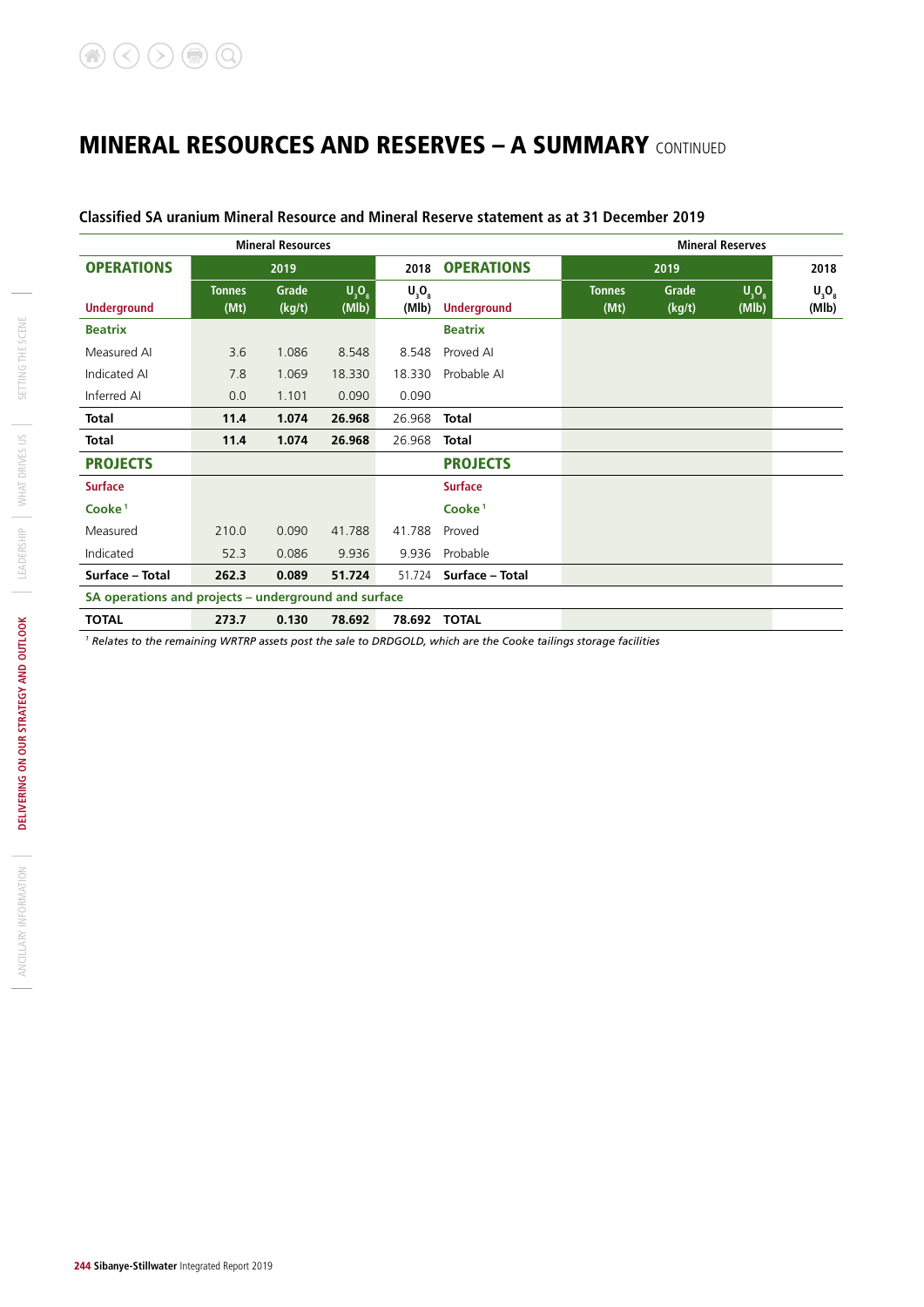## MINERAL RESOURCES AND RESERVES – A SUMMARY CONTINUED

### Classified SA uranium Mineral Resource and Mineral Reserve statement as at 31 December 2019

| Mineral Resources | | | | | Mineral Reserves | | | | |
|---|---|---|---|---|---|---|---|---|---|
| **OPERATIONS** | 2019 | | | 2018 | **OPERATIONS** | 2019 | | | 2018 |
| Underground | Tonnes (Mt) | Grade (kg/t) | $U_3O_8$ (Mlb) | $U_3O_8$ (Mlb) | Underground | Tonnes (Mt) | Grade (kg/t) | $U_3O_8$ (Mlb) | $U_3O_8$ (Mlb) |
| **Beatrix** | | | | | **Beatrix** | | | | |
| Measured AI | 3.6 | 1.086 | 8.548 | 8.548 | Proved AI | | | | |
| Indicated AI | 7.8 | 1.069 | 18.330 | 18.330 | Probable AI | | | | |
| Inferred AI | 0.0 | 1.101 | 0.090 | 0.090 | | | | | |
| **Total** | **11.4** | **1.074** | **26.968** | 26.968 | **Total** | | | | |
| **Total** | **11.4** | **1.074** | **26.968** | 26.968 | **Total** | | | | |
| **PROJECTS** | | | | | **PROJECTS** | | | | |
| **Surface** | | | | | **Surface** | | | | |
| **Cooke** [1] | | | | | **Cooke** [1] | | | | |
| Measured | 210.0 | 0.090 | 41.788 | 41.788 | Proved | | | | |
| Indicated | 52.3 | 0.086 | 9.936 | 9.936 | Probable | | | | |
| **Surface – Total** | **262.3** | **0.089** | **51.724** | 51.724 | **Surface – Total** | | | | |
| **SA operations and projects – underground and surface** | | | | | | | | | |
| **TOTAL** | **273.7** | **0.130** | **78.692** | **78.692** | **TOTAL** | | | | |

[1] *Relates to the remaining WRTRP assets post the sale to DRDGOLD, which are the Cooke tailings storage facilities*